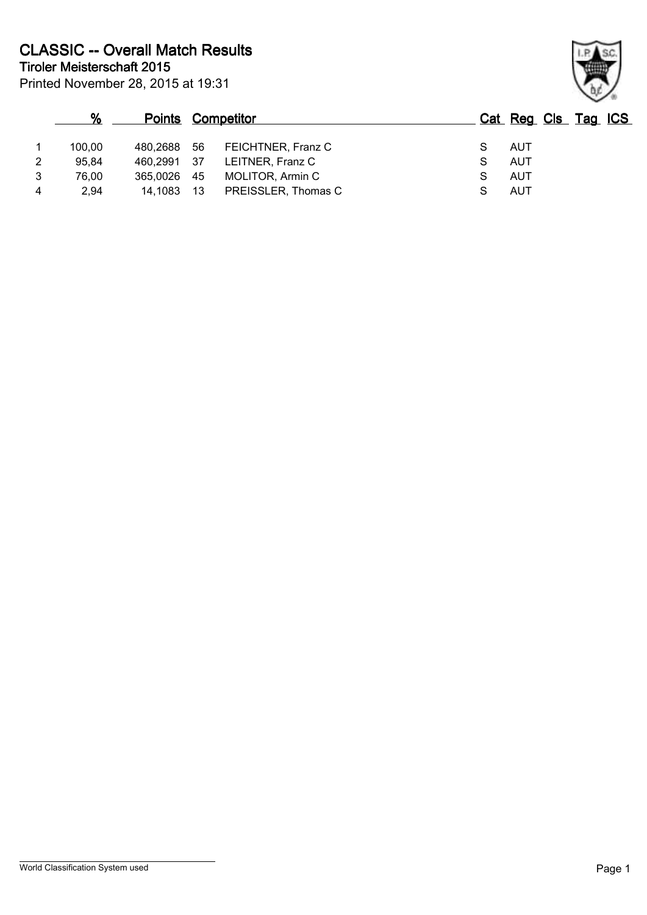# CLASSIC -- Overall Match Results

## Tiroler Meisterschaft 2015

Printed November 28, 2015 at 19:31

| | % | Points | | Competitor | Cat | Reg | Cls | Tag | ICS |
|---|---|---|---|---|---|---|---|---|---|
| 1 | 100,00 | 480,2688 | 56 | FEICHTNER, Franz C | S | AUT | | | |
| 2 | 95,84 | 460,2991 | 37 | LEITNER, Franz C | S | AUT | | | |
| 3 | 76,00 | 365,0026 | 45 | MOLITOR, Armin C | S | AUT | | | |
| 4 | 2,94 | 14,1083 | 13 | PREISSLER, Thomas C | S | AUT | | | |

World Classification System used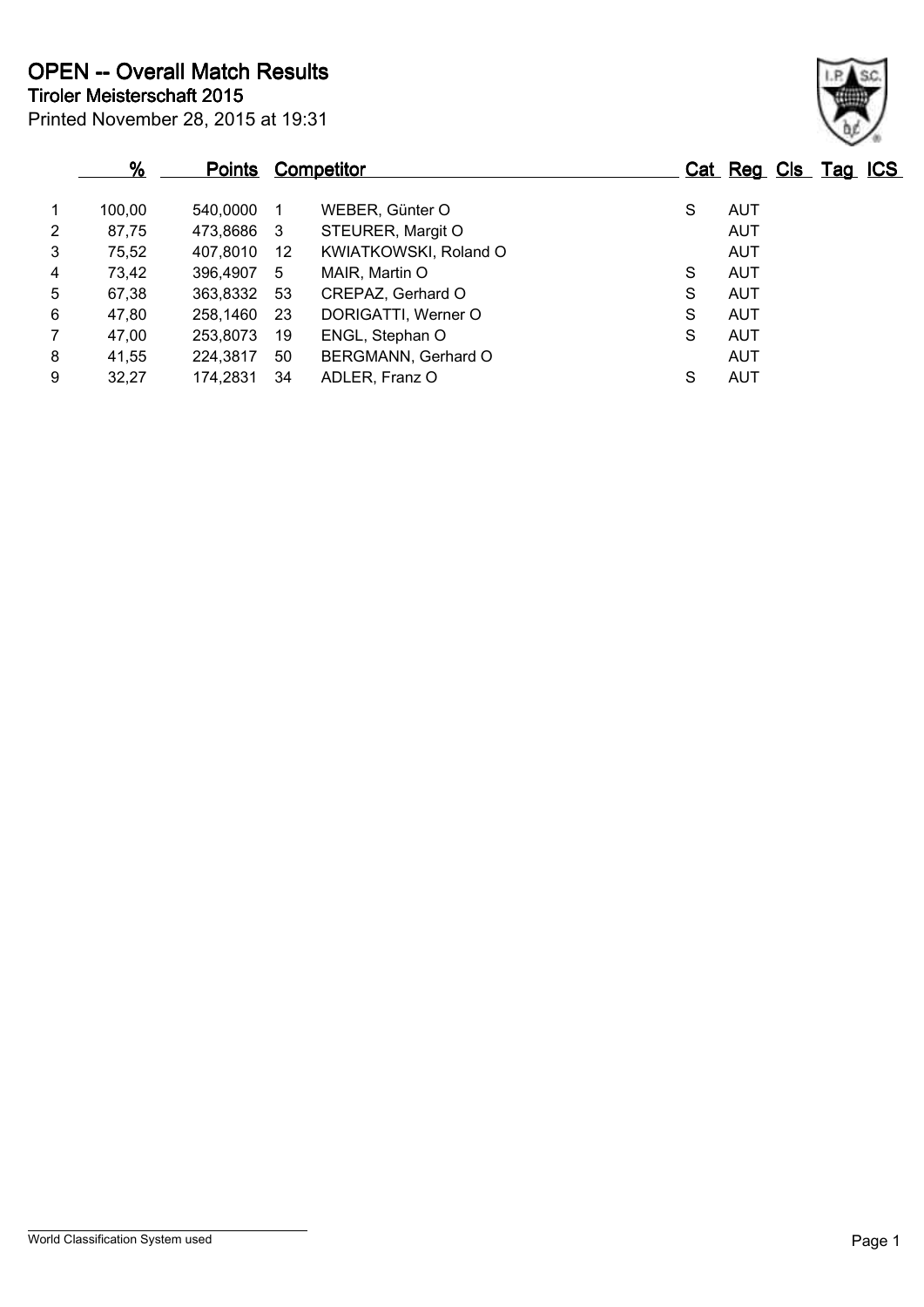# OPEN -- Overall Match Results

**Tiroler Meisterschaft 2015**

Printed November 28, 2015 at 19:31

| | % | Points | Competitor | | Cat | Reg | Cls | Tag | ICS |
|---|---|---|---|---|---|---|---|---|---|
| 1 | 100,00 | 540,0000 | 1 | WEBER, Günter O | S | AUT | | | |
| 2 | 87,75 | 473,8686 | 3 | STEURER, Margit O | | AUT | | | |
| 3 | 75,52 | 407,8010 | 12 | KWIATKOWSKI, Roland O | | AUT | | | |
| 4 | 73,42 | 396,4907 | 5 | MAIR, Martin O | S | AUT | | | |
| 5 | 67,38 | 363,8332 | 53 | CREPAZ, Gerhard O | S | AUT | | | |
| 6 | 47,80 | 258,1460 | 23 | DORIGATTI, Werner O | S | AUT | | | |
| 7 | 47,00 | 253,8073 | 19 | ENGL, Stephan O | S | AUT | | | |
| 8 | 41,55 | 224,3817 | 50 | BERGMANN, Gerhard O | | AUT | | | |
| 9 | 32,27 | 174,2831 | 34 | ADLER, Franz O | S | AUT | | | |

World Classification System used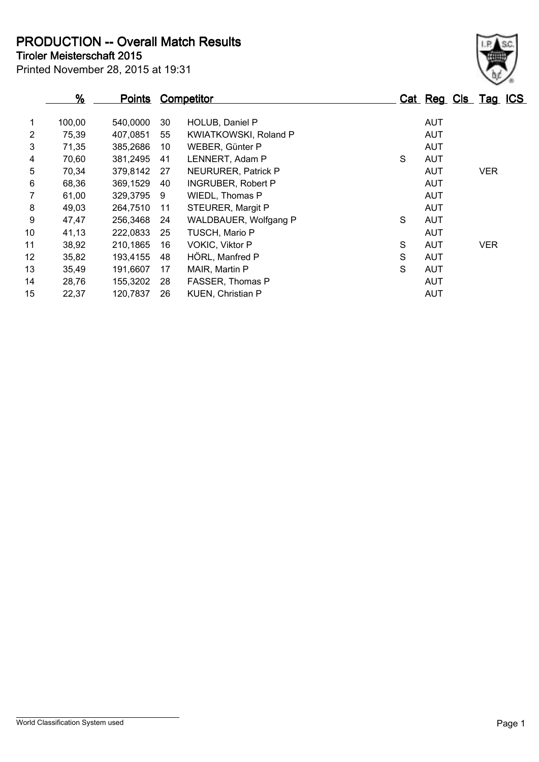# PRODUCTION -- Overall Match Results

## Tiroler Meisterschaft 2015

Printed November 28, 2015 at 19:31

| | % | Points | | Competitor | Cat | Reg | Cls | Tag | ICS |
|---|---|---|---|---|---|---|---|---|---|
| 1 | 100,00 | 540,0000 | 30 | HOLUB, Daniel P | | AUT | | | |
| 2 | 75,39 | 407,0851 | 55 | KWIATKOWSKI, Roland P | | AUT | | | |
| 3 | 71,35 | 385,2686 | 10 | WEBER, Günter P | | AUT | | | |
| 4 | 70,60 | 381,2495 | 41 | LENNERT, Adam P | S | AUT | | | |
| 5 | 70,34 | 379,8142 | 27 | NEURURER, Patrick P | | AUT | | VER | |
| 6 | 68,36 | 369,1529 | 40 | INGRUBER, Robert P | | AUT | | | |
| 7 | 61,00 | 329,3795 | 9 | WIEDL, Thomas P | | AUT | | | |
| 8 | 49,03 | 264,7510 | 11 | STEURER, Margit P | | AUT | | | |
| 9 | 47,47 | 256,3468 | 24 | WALDBAUER, Wolfgang P | S | AUT | | | |
| 10 | 41,13 | 222,0833 | 25 | TUSCH, Mario P | | AUT | | | |
| 11 | 38,92 | 210,1865 | 16 | VOKIC, Viktor P | S | AUT | | VER | |
| 12 | 35,82 | 193,4155 | 48 | HÖRL, Manfred P | S | AUT | | | |
| 13 | 35,49 | 191,6607 | 17 | MAIR, Martin P | S | AUT | | | |
| 14 | 28,76 | 155,3202 | 28 | FASSER, Thomas P | | AUT | | | |
| 15 | 22,37 | 120,7837 | 26 | KUEN, Christian P | | AUT | | | |

World Classification System used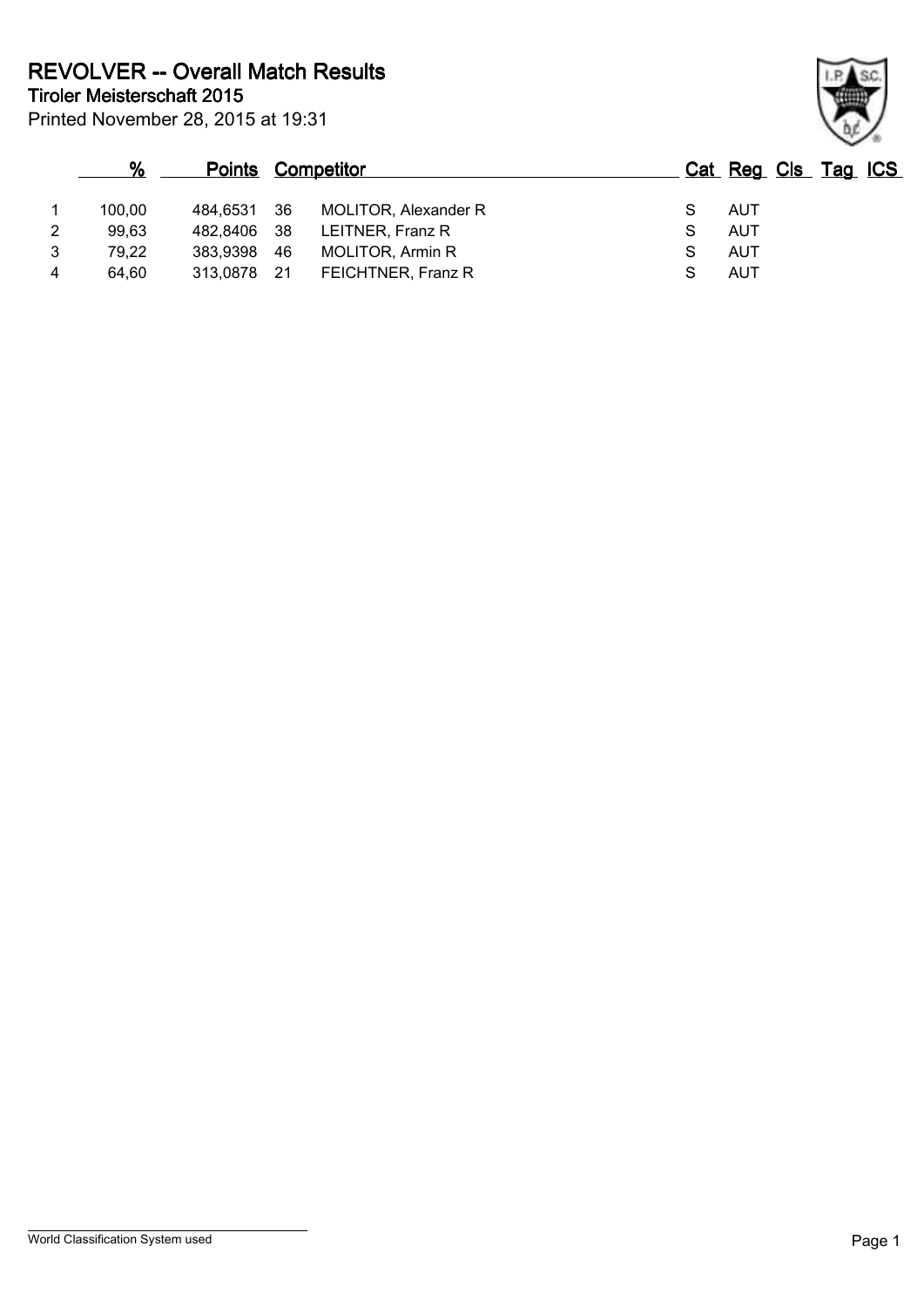# REVOLVER -- Overall Match Results

## Tiroler Meisterschaft 2015

Printed November 28, 2015 at 19:31

| | % | Points | | Competitor | Cat | Reg | Cls | Tag | ICS |
|---|---|---|---|---|---|---|---|---|---|
| 1 | 100,00 | 484,6531 | 36 | MOLITOR, Alexander R | S | AUT | | | |
| 2 | 99,63 | 482,8406 | 38 | LEITNER, Franz R | S | AUT | | | |
| 3 | 79,22 | 383,9398 | 46 | MOLITOR, Armin R | S | AUT | | | |
| 4 | 64,60 | 313,0878 | 21 | FEICHTNER, Franz R | S | AUT | | | |

World Classification System used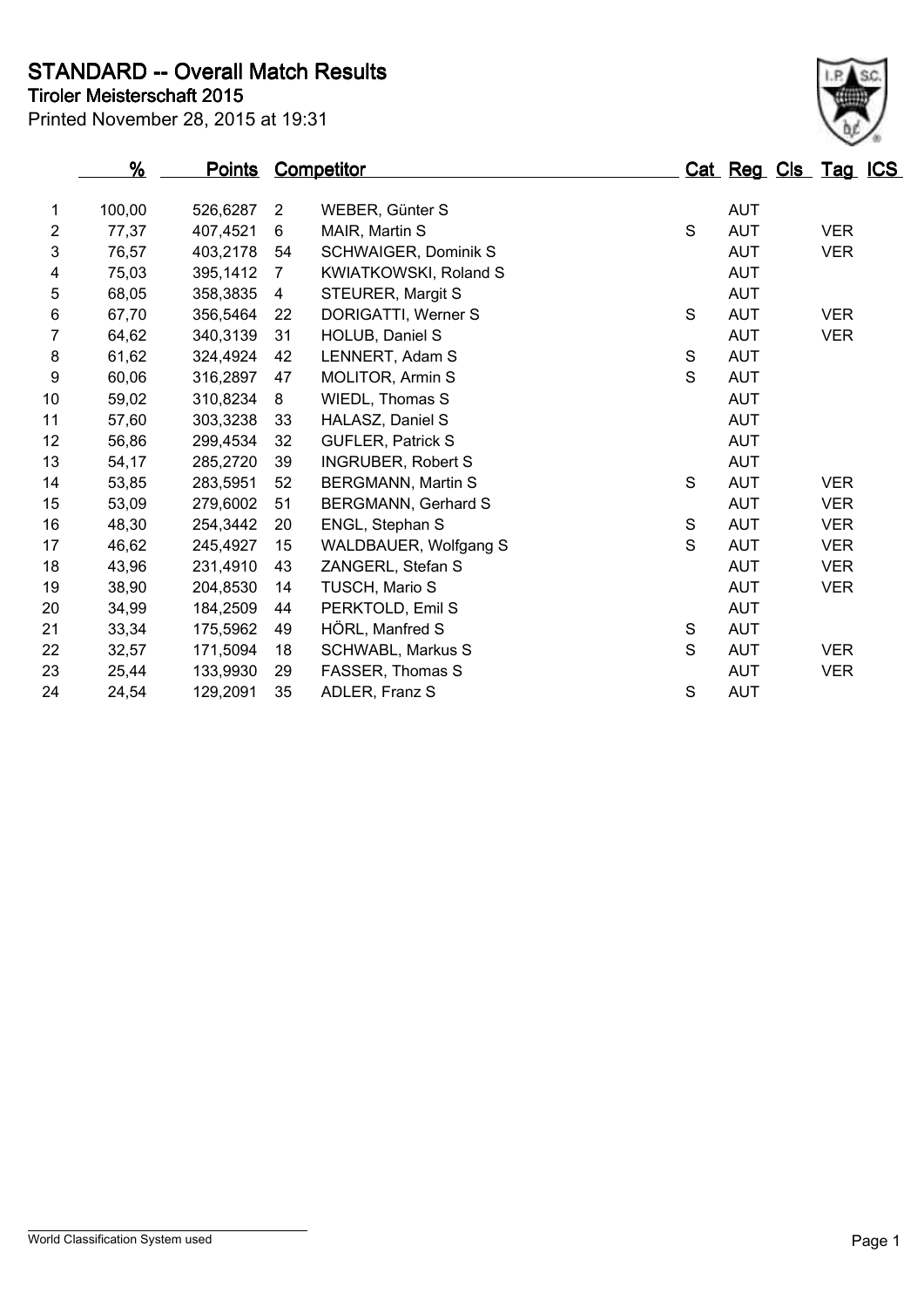# STANDARD -- Overall Match Results

**Tiroler Meisterschaft 2015**

Printed November 28, 2015 at 19:31

| | % | Points | Competitor | | Cat | Reg | Cls | Tag | ICS |
|---|---|---|---|---|---|---|---|---|---|
| 1 | 100,00 | 526,6287 | 2 | WEBER, Günter S | | AUT | | | |
| 2 | 77,37 | 407,4521 | 6 | MAIR, Martin S | S | AUT | | VER | |
| 3 | 76,57 | 403,2178 | 54 | SCHWAIGER, Dominik S | | AUT | | VER | |
| 4 | 75,03 | 395,1412 | 7 | KWIATKOWSKI, Roland S | | AUT | | | |
| 5 | 68,05 | 358,3835 | 4 | STEURER, Margit S | | AUT | | | |
| 6 | 67,70 | 356,5464 | 22 | DORIGATTI, Werner S | S | AUT | | VER | |
| 7 | 64,62 | 340,3139 | 31 | HOLUB, Daniel S | | AUT | | VER | |
| 8 | 61,62 | 324,4924 | 42 | LENNERT, Adam S | S | AUT | | | |
| 9 | 60,06 | 316,2897 | 47 | MOLITOR, Armin S | S | AUT | | | |
| 10 | 59,02 | 310,8234 | 8 | WIEDL, Thomas S | | AUT | | | |
| 11 | 57,60 | 303,3238 | 33 | HALASZ, Daniel S | | AUT | | | |
| 12 | 56,86 | 299,4534 | 32 | GUFLER, Patrick S | | AUT | | | |
| 13 | 54,17 | 285,2720 | 39 | INGRUBER, Robert S | | AUT | | | |
| 14 | 53,85 | 283,5951 | 52 | BERGMANN, Martin S | S | AUT | | VER | |
| 15 | 53,09 | 279,6002 | 51 | BERGMANN, Gerhard S | | AUT | | VER | |
| 16 | 48,30 | 254,3442 | 20 | ENGL, Stephan S | S | AUT | | VER | |
| 17 | 46,62 | 245,4927 | 15 | WALDBAUER, Wolfgang S | S | AUT | | VER | |
| 18 | 43,96 | 231,4910 | 43 | ZANGERL, Stefan S | | AUT | | VER | |
| 19 | 38,90 | 204,8530 | 14 | TUSCH, Mario S | | AUT | | VER | |
| 20 | 34,99 | 184,2509 | 44 | PERKTOLD, Emil S | | AUT | | | |
| 21 | 33,34 | 175,5962 | 49 | HÖRL, Manfred S | S | AUT | | | |
| 22 | 32,57 | 171,5094 | 18 | SCHWABL, Markus S | S | AUT | | VER | |
| 23 | 25,44 | 133,9930 | 29 | FASSER, Thomas S | | AUT | | VER | |
| 24 | 24,54 | 129,2091 | 35 | ADLER, Franz S | S | AUT | | | |

World Classification System used